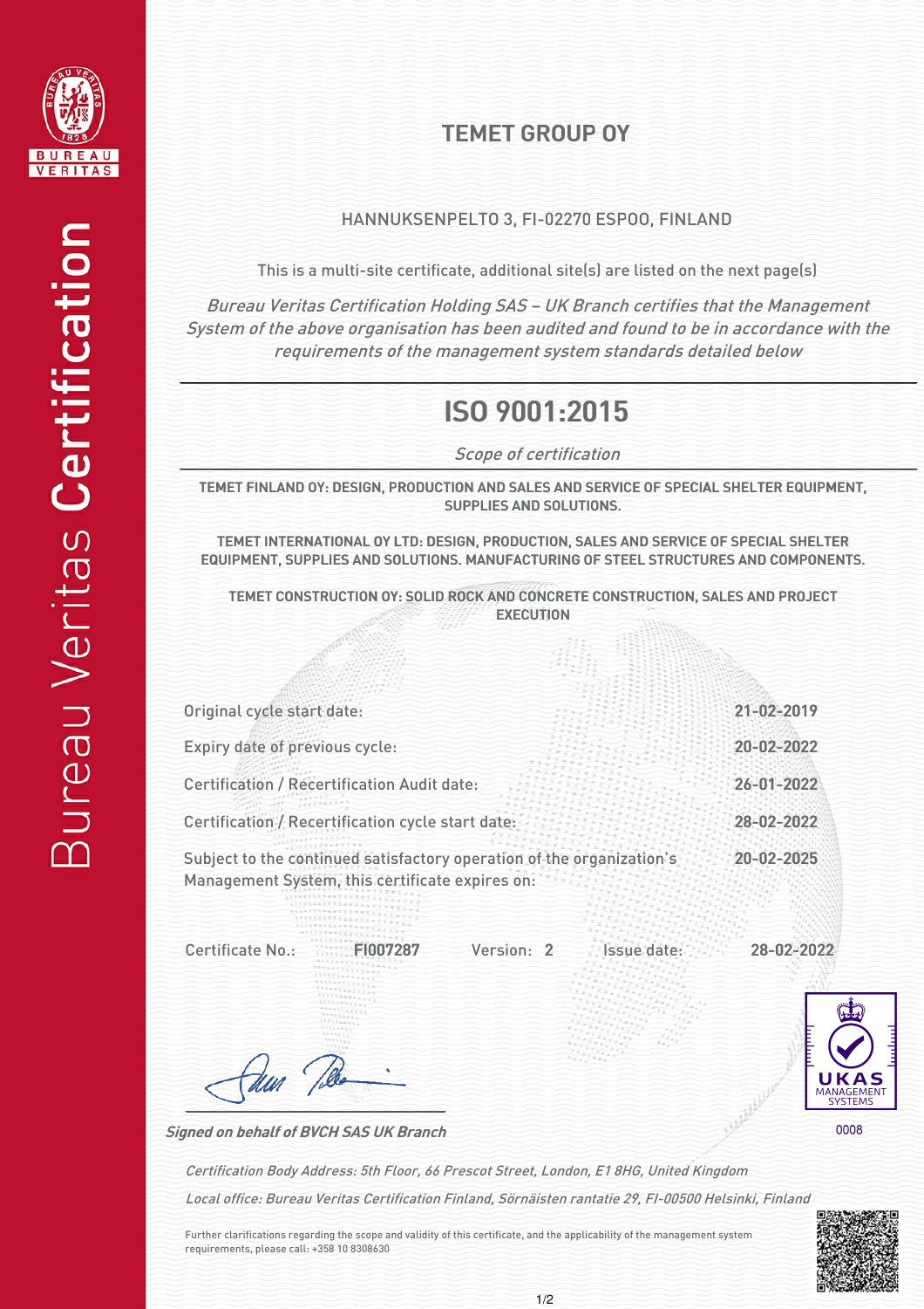Bureau Veritas **Certification**

BUREAU VERITAS

# TEMET GROUP OY

HANNUKSENPELTO 3, FI-02270 ESPOO, FINLAND

This is a multi-site certificate, additional site(s) are listed on the next page(s)

*Bureau Veritas Certification Holding SAS – UK Branch certifies that the Management System of the above organisation has been audited and found to be in accordance with the requirements of the management system standards detailed below*

# ISO 9001:2015

*Scope of certification*

**TEMET FINLAND OY: DESIGN, PRODUCTION AND SALES AND SERVICE OF SPECIAL SHELTER EQUIPMENT, SUPPLIES AND SOLUTIONS.**

**TEMET INTERNATIONAL OY LTD: DESIGN, PRODUCTION, SALES AND SERVICE OF SPECIAL SHELTER EQUIPMENT, SUPPLIES AND SOLUTIONS. MANUFACTURING OF STEEL STRUCTURES AND COMPONENTS.**

**TEMET CONSTRUCTION OY: SOLID ROCK AND CONCRETE CONSTRUCTION, SALES AND PROJECT EXECUTION**

| | |
|---|---|
| Original cycle start date: | **21-02-2019** |
| Expiry date of previous cycle: | **20-02-2022** |
| Certification / Recertification Audit date: | **26-01-2022** |
| Certification / Recertification cycle start date: | **28-02-2022** |
| Subject to the continued satisfactory operation of the organization's Management System, this certificate expires on: | **20-02-2025** |

Certificate No.: **FI007287** Version: **2** Issue date: **28-02-2022**

*Signed on behalf of BVCH SAS UK Branch*

UKAS MANAGEMENT SYSTEMS 0008

*Certification Body Address: 5th Floor, 66 Prescot Street, London, E1 8HG, United Kingdom*

*Local office: Bureau Veritas Certification Finland, Sörnäisten rantatie 29, FI-00500 Helsinki, Finland*

Further clarifications regarding the scope and validity of this certificate, and the applicability of the management system requirements, please call: +358 10 8308630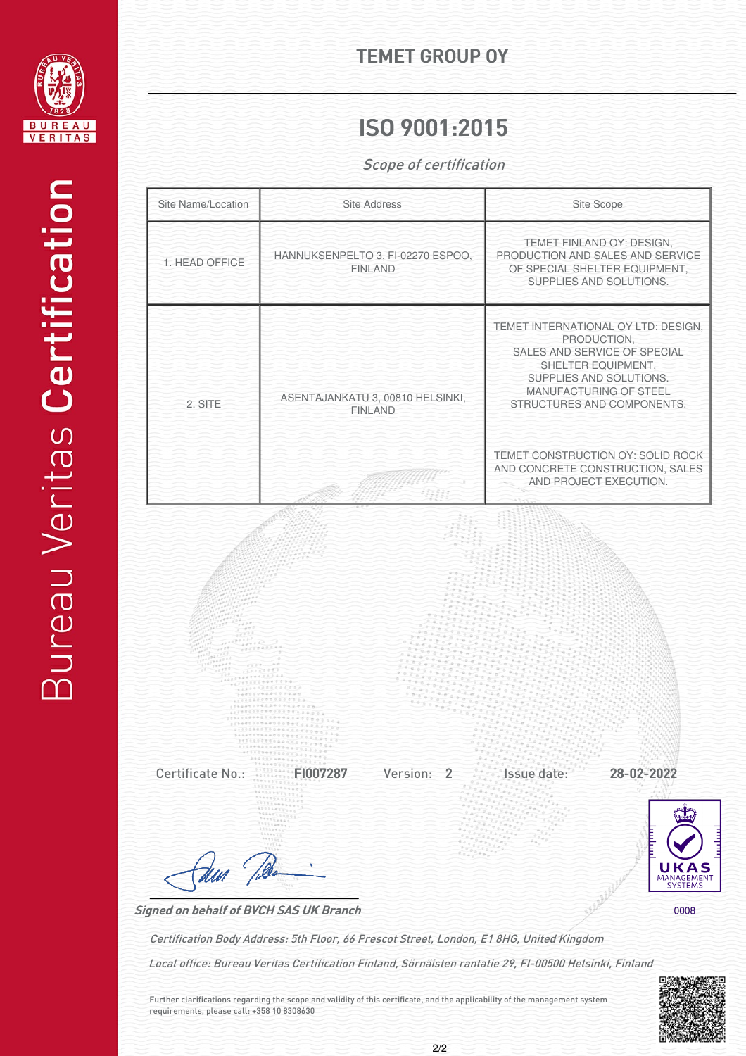Bureau Veritas Certification

# TEMET GROUP OY

## ISO 9001:2015

*Scope of certification*

| Site Name/Location | Site Address | Site Scope |
|---|---|---|
| 1. HEAD OFFICE | HANNUKSENPELTO 3, FI-02270 ESPOO, FINLAND | TEMET FINLAND OY: DESIGN, PRODUCTION AND SALES AND SERVICE OF SPECIAL SHELTER EQUIPMENT, SUPPLIES AND SOLUTIONS. |
| 2. SITE | ASENTAJANKATU 3, 00810 HELSINKI, FINLAND | TEMET INTERNATIONAL OY LTD: DESIGN, PRODUCTION, SALES AND SERVICE OF SPECIAL SHELTER EQUIPMENT, SUPPLIES AND SOLUTIONS. MANUFACTURING OF STEEL STRUCTURES AND COMPONENTS.<br><br>TEMET CONSTRUCTION OY: SOLID ROCK AND CONCRETE CONSTRUCTION, SALES AND PROJECT EXECUTION. |

Certificate No.: **FI007287** Version: **2** Issue date: **28-02-2022**

UKAS MANAGEMENT SYSTEMS 0008

*Signed on behalf of BVCH SAS UK Branch*

*Certification Body Address: 5th Floor, 66 Prescot Street, London, E1 8HG, United Kingdom*

*Local office: Bureau Veritas Certification Finland, Sörnäisten rantatie 29, FI-00500 Helsinki, Finland*

Further clarifications regarding the scope and validity of this certificate, and the applicability of the management system requirements, please call: +358 10 8308630